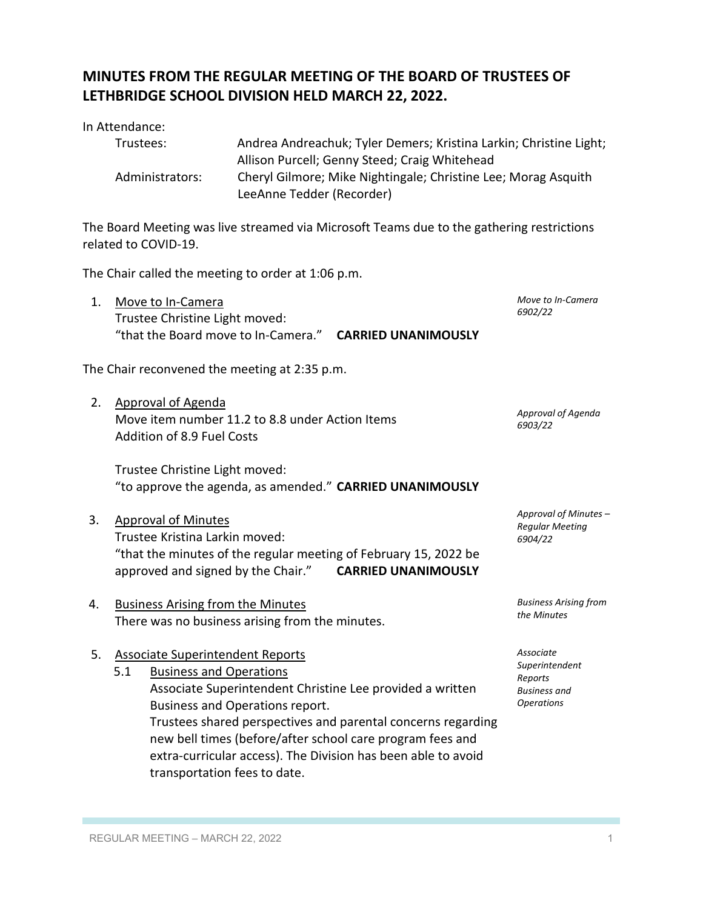# MINUTES FROM THE REGULAR MEETING OF THE BOARD OF TRUSTEES OF LETHBRIDGE SCHOOL DIVISION HELD MARCH 22, 2022.

In Attendance:

| | |
|---|---|
| Trustees: | Andrea Andreachuk; Tyler Demers; Kristina Larkin; Christine Light; Allison Purcell; Genny Steed; Craig Whitehead |
| Administrators: | Cheryl Gilmore; Mike Nightingale; Christine Lee; Morag Asquith LeeAnne Tedder (Recorder) |

The Board Meeting was live streamed via Microsoft Teams due to the gathering restrictions related to COVID-19.

The Chair called the meeting to order at 1:06 p.m.

1. Move to In-Camera

   *Move to In-Camera 6902/22*

   Trustee Christine Light moved:
   "that the Board move to In-Camera." **CARRIED UNANIMOUSLY**

The Chair reconvened the meeting at 2:35 p.m.

2. Approval of Agenda

   *Approval of Agenda 6903/22*

   Move item number 11.2 to 8.8 under Action Items
   Addition of 8.9 Fuel Costs

   Trustee Christine Light moved:
   "to approve the agenda, as amended." **CARRIED UNANIMOUSLY**

3. Approval of Minutes

   *Approval of Minutes – Regular Meeting 6904/22*

   Trustee Kristina Larkin moved:
   "that the minutes of the regular meeting of February 15, 2022 be approved and signed by the Chair." **CARRIED UNANIMOUSLY**

4. Business Arising from the Minutes

   *Business Arising from the Minutes*

   There was no business arising from the minutes.

5. Associate Superintendent Reports

   *Associate Superintendent Reports Business and Operations*

   5.1 Business and Operations
   Associate Superintendent Christine Lee provided a written Business and Operations report.
   Trustees shared perspectives and parental concerns regarding new bell times (before/after school care program fees and extra-curricular access). The Division has been able to avoid transportation fees to date.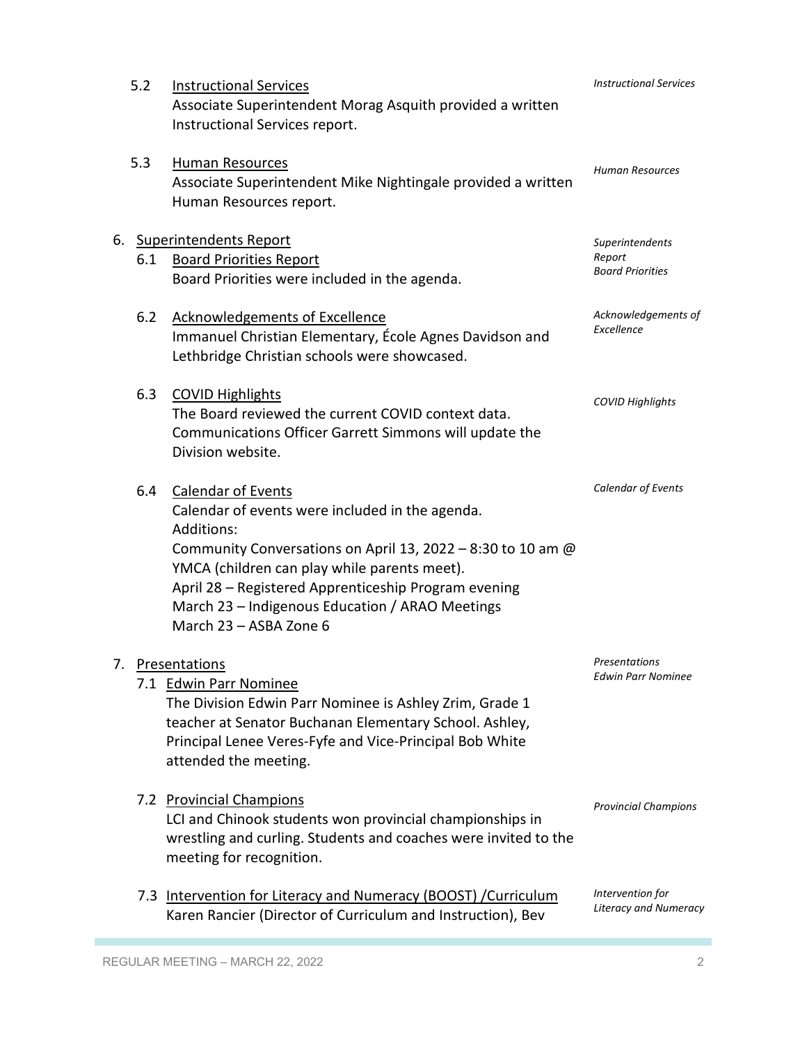5.2 Instructional Services
Associate Superintendent Morag Asquith provided a written Instructional Services report.

*Instructional Services*

5.3 Human Resources
Associate Superintendent Mike Nightingale provided a written Human Resources report.

*Human Resources*

6. Superintendents Report

*Superintendents Report*

6.1 Board Priorities Report
Board Priorities were included in the agenda.

*Board Priorities*

6.2 Acknowledgements of Excellence
Immanuel Christian Elementary, École Agnes Davidson and Lethbridge Christian schools were showcased.

*Acknowledgements of Excellence*

6.3 COVID Highlights
The Board reviewed the current COVID context data. Communications Officer Garrett Simmons will update the Division website.

*COVID Highlights*

6.4 Calendar of Events
Calendar of events were included in the agenda.
Additions:
Community Conversations on April 13, 2022 – 8:30 to 10 am @ YMCA (children can play while parents meet).
April 28 – Registered Apprenticeship Program evening
March 23 – Indigenous Education / ARAO Meetings
March 23 – ASBA Zone 6

*Calendar of Events*

7. Presentations

*Presentations*

7.1 Edwin Parr Nominee
The Division Edwin Parr Nominee is Ashley Zrim, Grade 1 teacher at Senator Buchanan Elementary School. Ashley, Principal Lenee Veres-Fyfe and Vice-Principal Bob White attended the meeting.

*Edwin Parr Nominee*

7.2 Provincial Champions
LCI and Chinook students won provincial championships in wrestling and curling. Students and coaches were invited to the meeting for recognition.

*Provincial Champions*

7.3 Intervention for Literacy and Numeracy (BOOST) /Curriculum
Karen Rancier (Director of Curriculum and Instruction), Bev

*Intervention for Literacy and Numeracy*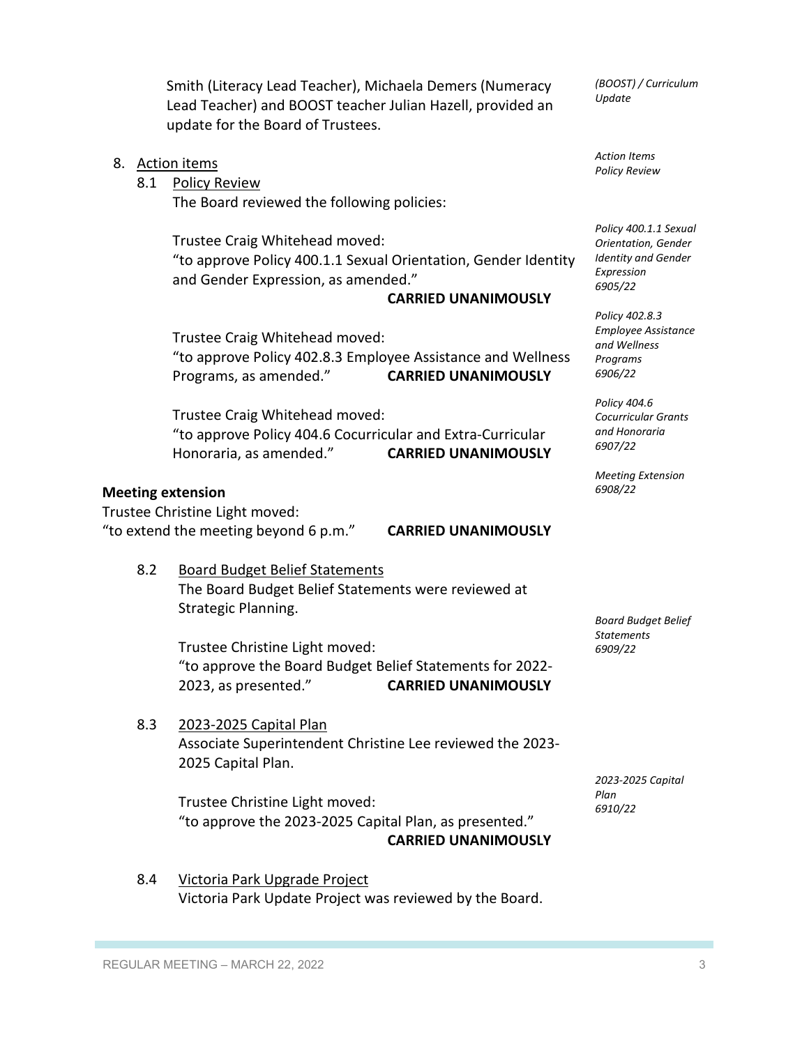Smith (Literacy Lead Teacher), Michaela Demers (Numeracy Lead Teacher) and BOOST teacher Julian Hazell, provided an update for the Board of Trustees.

*(BOOST) / Curriculum Update*

8. Action items

*Action Items*
*Policy Review*

   8.1 Policy Review

   The Board reviewed the following policies:

   *Policy 400.1.1 Sexual Orientation, Gender Identity and Gender Expression 6905/22*

   Trustee Craig Whitehead moved:
   "to approve Policy 400.1.1 Sexual Orientation, Gender Identity and Gender Expression, as amended."
   **CARRIED UNANIMOUSLY**

   *Policy 402.8.3 Employee Assistance and Wellness Programs 6906/22*

   Trustee Craig Whitehead moved:
   "to approve Policy 402.8.3 Employee Assistance and Wellness Programs, as amended." **CARRIED UNANIMOUSLY**

   *Policy 404.6 Cocurricular Grants and Honoraria 6907/22*

   Trustee Craig Whitehead moved:
   "to approve Policy 404.6 Cocurricular and Extra-Curricular Honoraria, as amended." **CARRIED UNANIMOUSLY**

**Meeting extension**

*Meeting Extension 6908/22*

Trustee Christine Light moved:
"to extend the meeting beyond 6 p.m." **CARRIED UNANIMOUSLY**

   8.2 Board Budget Belief Statements

   The Board Budget Belief Statements were reviewed at Strategic Planning.

   *Board Budget Belief Statements 6909/22*

   Trustee Christine Light moved:
   "to approve the Board Budget Belief Statements for 2022-2023, as presented." **CARRIED UNANIMOUSLY**

   8.3 2023-2025 Capital Plan

   Associate Superintendent Christine Lee reviewed the 2023-2025 Capital Plan.

   *2023-2025 Capital Plan 6910/22*

   Trustee Christine Light moved:
   "to approve the 2023-2025 Capital Plan, as presented."
   **CARRIED UNANIMOUSLY**

   8.4 Victoria Park Upgrade Project

   Victoria Park Update Project was reviewed by the Board.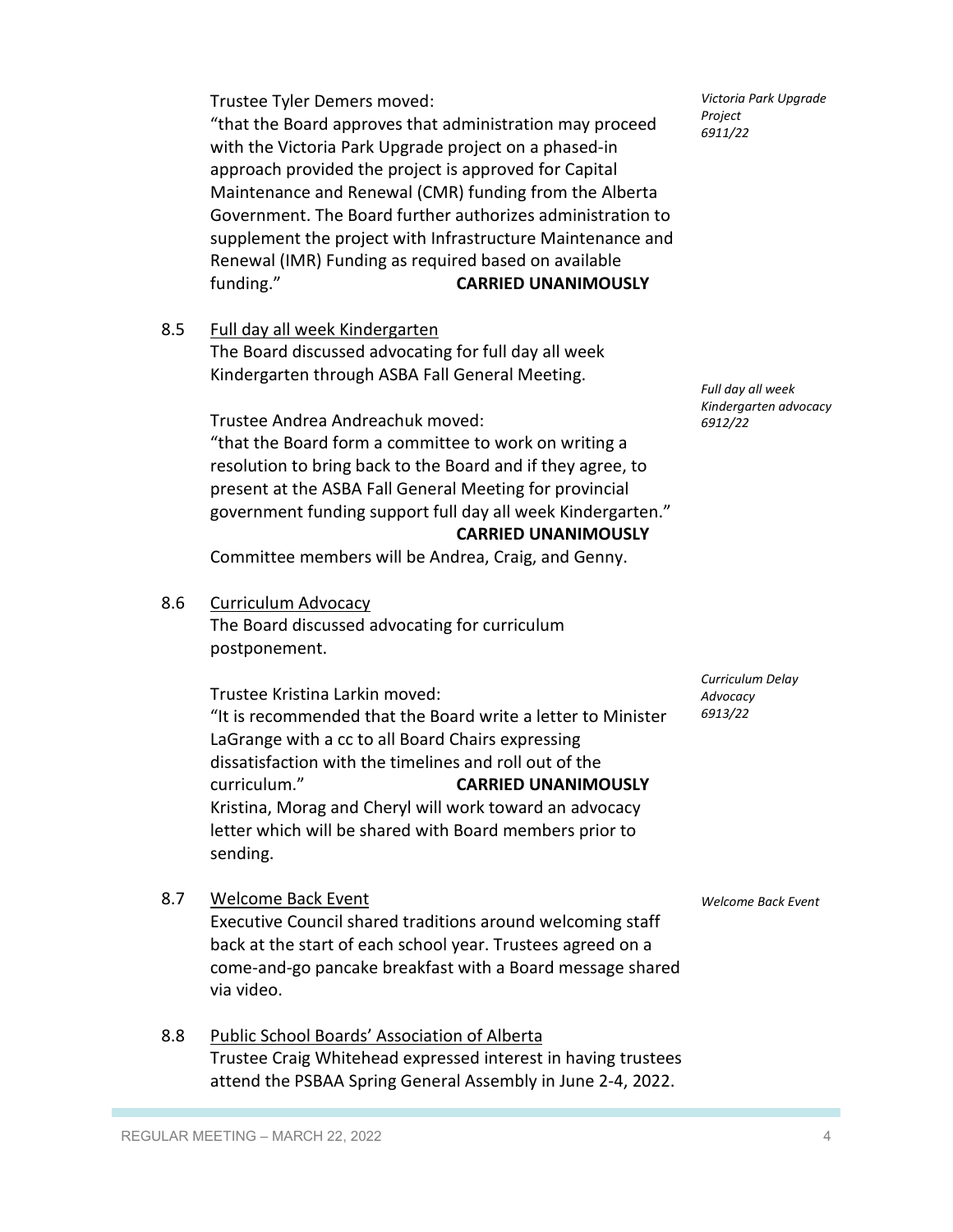Trustee Tyler Demers moved:

"that the Board approves that administration may proceed with the Victoria Park Upgrade project on a phased-in approach provided the project is approved for Capital Maintenance and Renewal (CMR) funding from the Alberta Government. The Board further authorizes administration to supplement the project with Infrastructure Maintenance and Renewal (IMR) Funding as required based on available funding." **CARRIED UNANIMOUSLY**

*Victoria Park Upgrade Project 6911/22*

8.5 Full day all week Kindergarten

The Board discussed advocating for full day all week Kindergarten through ASBA Fall General Meeting.

*Full day all week Kindergarten advocacy 6912/22*

Trustee Andrea Andreachuk moved:

"that the Board form a committee to work on writing a resolution to bring back to the Board and if they agree, to present at the ASBA Fall General Meeting for provincial government funding support full day all week Kindergarten." **CARRIED UNANIMOUSLY**

Committee members will be Andrea, Craig, and Genny.

8.6 Curriculum Advocacy

The Board discussed advocating for curriculum postponement.

*Curriculum Delay Advocacy 6913/22*

Trustee Kristina Larkin moved:

"It is recommended that the Board write a letter to Minister LaGrange with a cc to all Board Chairs expressing dissatisfaction with the timelines and roll out of the curriculum." **CARRIED UNANIMOUSLY**

Kristina, Morag and Cheryl will work toward an advocacy letter which will be shared with Board members prior to sending.

8.7 Welcome Back Event

*Welcome Back Event*

Executive Council shared traditions around welcoming staff back at the start of each school year. Trustees agreed on a come-and-go pancake breakfast with a Board message shared via video.

8.8 Public School Boards' Association of Alberta

Trustee Craig Whitehead expressed interest in having trustees attend the PSBAA Spring General Assembly in June 2-4, 2022.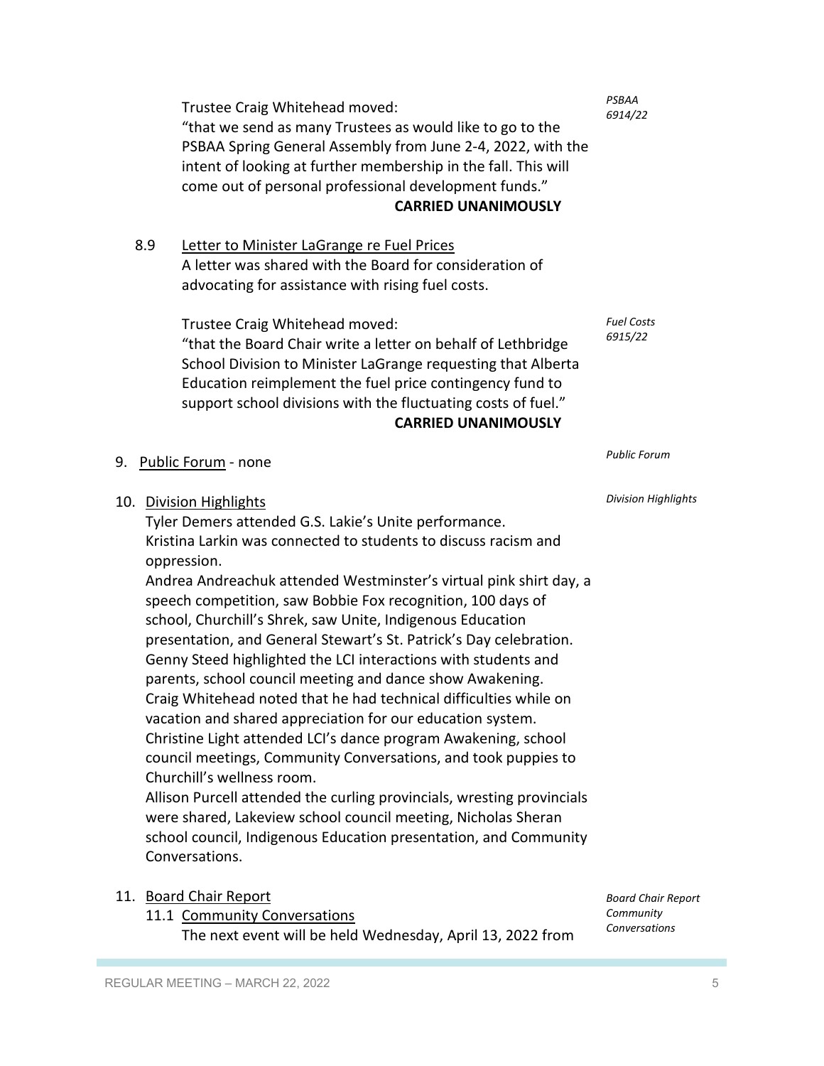Trustee Craig Whitehead moved:
"that we send as many Trustees as would like to go to the PSBAA Spring General Assembly from June 2-4, 2022, with the intent of looking at further membership in the fall. This will come out of personal professional development funds."

*PSBAA 6914/22*

**CARRIED UNANIMOUSLY**

8.9 Letter to Minister LaGrange re Fuel Prices

A letter was shared with the Board for consideration of advocating for assistance with rising fuel costs.

Trustee Craig Whitehead moved:
"that the Board Chair write a letter on behalf of Lethbridge School Division to Minister LaGrange requesting that Alberta Education reimplement the fuel price contingency fund to support school divisions with the fluctuating costs of fuel."

*Fuel Costs 6915/22*

**CARRIED UNANIMOUSLY**

9. Public Forum - none

*Public Forum*

10. Division Highlights

*Division Highlights*

Tyler Demers attended G.S. Lakie's Unite performance.
Kristina Larkin was connected to students to discuss racism and oppression.
Andrea Andreachuk attended Westminster's virtual pink shirt day, a speech competition, saw Bobbie Fox recognition, 100 days of school, Churchill's Shrek, saw Unite, Indigenous Education presentation, and General Stewart's St. Patrick's Day celebration.
Genny Steed highlighted the LCI interactions with students and parents, school council meeting and dance show Awakening.
Craig Whitehead noted that he had technical difficulties while on vacation and shared appreciation for our education system.
Christine Light attended LCI's dance program Awakening, school council meetings, Community Conversations, and took puppies to Churchill's wellness room.
Allison Purcell attended the curling provincials, wresting provincials were shared, Lakeview school council meeting, Nicholas Sheran school council, Indigenous Education presentation, and Community Conversations.

11. Board Chair Report

*Board Chair Report*

11.1 Community Conversations

*Community Conversations*

The next event will be held Wednesday, April 13, 2022 from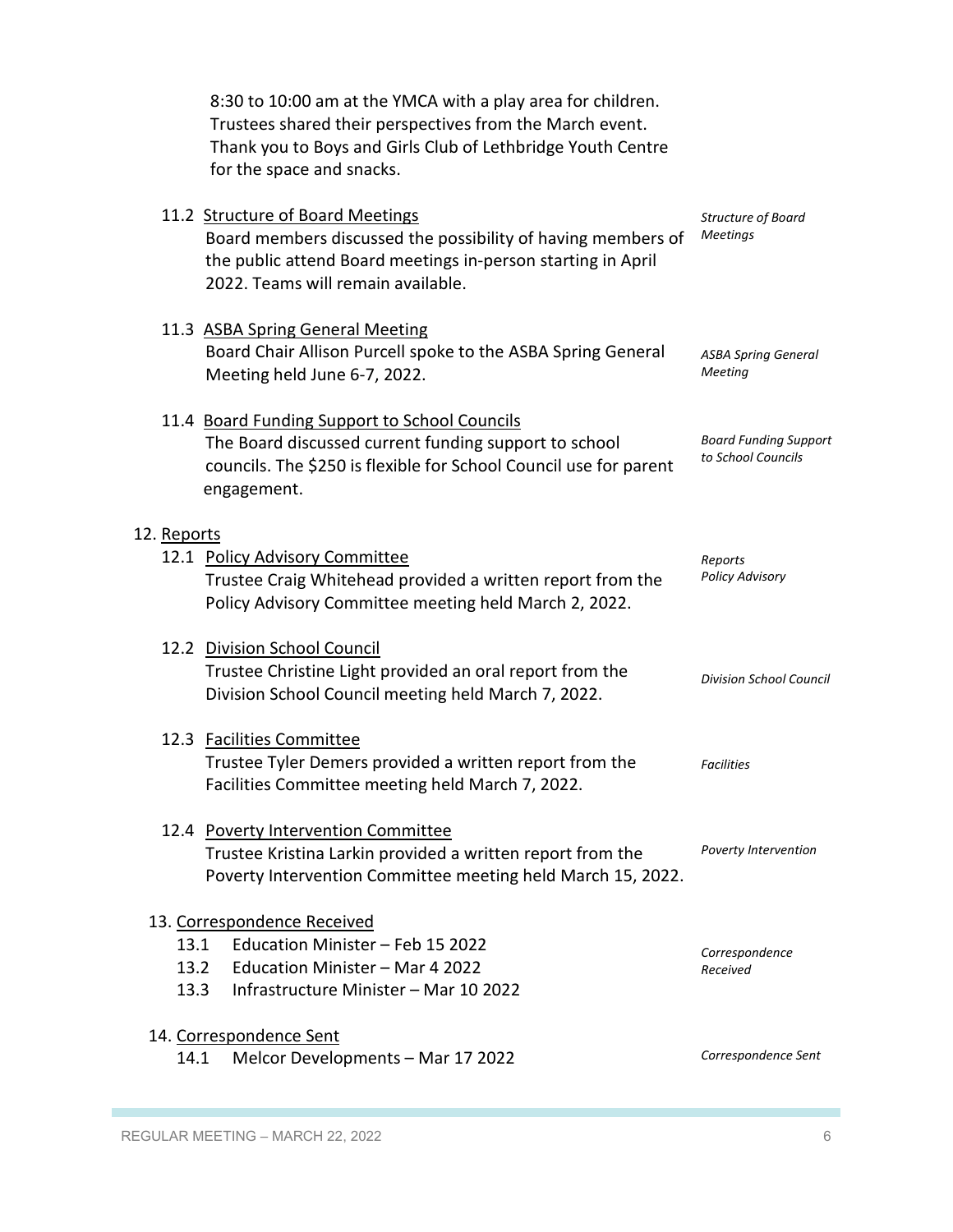8:30 to 10:00 am at the YMCA with a play area for children. Trustees shared their perspectives from the March event. Thank you to Boys and Girls Club of Lethbridge Youth Centre for the space and snacks.

11.2 Structure of Board Meetings

*Structure of Board Meetings*

Board members discussed the possibility of having members of the public attend Board meetings in-person starting in April 2022. Teams will remain available.

11.3 ASBA Spring General Meeting

*ASBA Spring General Meeting*

Board Chair Allison Purcell spoke to the ASBA Spring General Meeting held June 6-7, 2022.

11.4 Board Funding Support to School Councils

*Board Funding Support to School Councils*

The Board discussed current funding support to school councils. The $250 is flexible for School Council use for parent engagement.

12. Reports

*Reports*

12.1 Policy Advisory Committee

*Policy Advisory*

Trustee Craig Whitehead provided a written report from the Policy Advisory Committee meeting held March 2, 2022.

12.2 Division School Council

*Division School Council*

Trustee Christine Light provided an oral report from the Division School Council meeting held March 7, 2022.

12.3 Facilities Committee

*Facilities*

Trustee Tyler Demers provided a written report from the Facilities Committee meeting held March 7, 2022.

12.4 Poverty Intervention Committee

*Poverty Intervention*

Trustee Kristina Larkin provided a written report from the Poverty Intervention Committee meeting held March 15, 2022.

13. Correspondence Received

*Correspondence Received*

13.1 Education Minister – Feb 15 2022
13.2 Education Minister – Mar 4 2022
13.3 Infrastructure Minister – Mar 10 2022

14. Correspondence Sent

*Correspondence Sent*

14.1 Melcor Developments – Mar 17 2022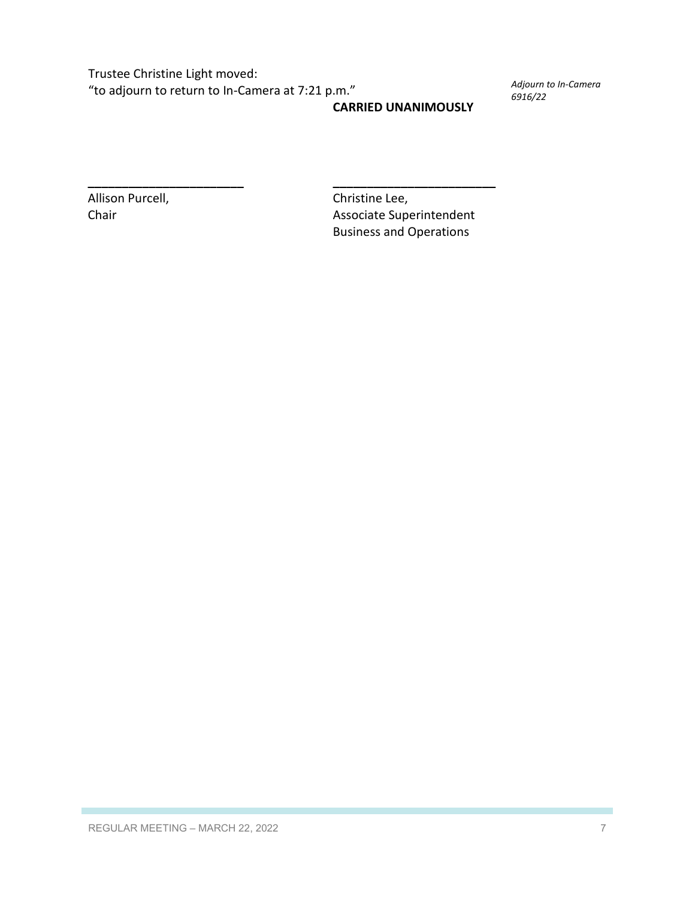Trustee Christine Light moved:
"to adjourn to return to In-Camera at 7:21 p.m."

*Adjourn to In-Camera 6916/22*

**CARRIED UNANIMOUSLY**

\_\_\_\_\_\_\_\_\_\_\_\_\_\_\_\_\_\_\_\_\_\_\_\_
Allison Purcell,
Chair

\_\_\_\_\_\_\_\_\_\_\_\_\_\_\_\_\_\_\_\_\_\_\_\_
Christine Lee,
Associate Superintendent
Business and Operations